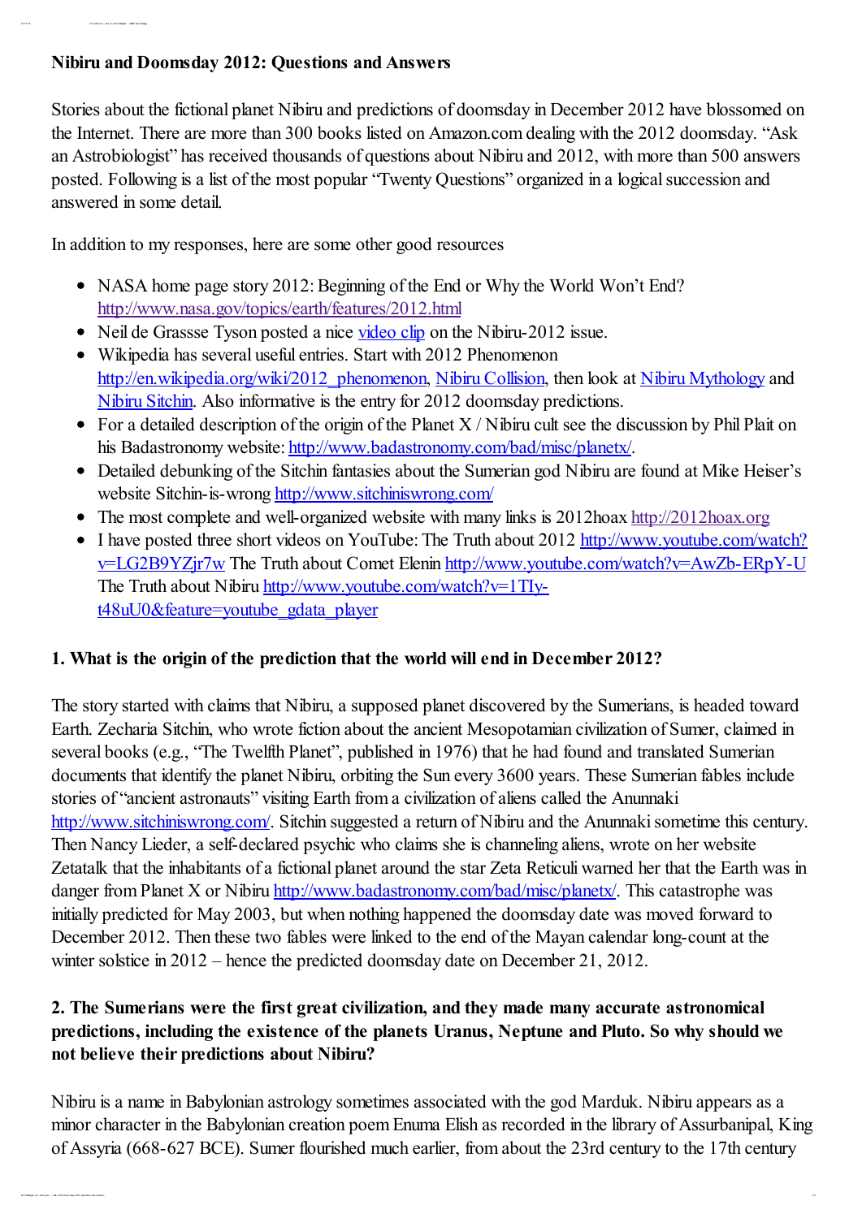## Nibiru and Doomsday 2012: Questions and Answers

Stories about the fictional planet Nibiru and predictions of doomsday in December 2012 have blossomed on the Internet. There are more than 300 books listed on Amazon.com dealing with the 2012 doomsday. "Ask an Astrobiologist" has received thousands of questions about Nibiru and 2012, with more than 500 answers posted. Following is a list of the most popular "Twenty Questions" organized in a logical succession and answered in some detail.

In addition to my responses, here are some other good resources

- NASA home page story 2012: Beginning of the End or Why the World Won't End? http://www.nasa.gov/topics/earth/features/2012.html
- Neil de Grassse Tyson posted a nice video clip on the Nibiru-2012 issue.
- Wikipedia has several useful entries. Start with 2012 Phenomenon http://en.wikipedia.org/wiki/2012_phenomenon, Nibiru Collision, then look at Nibiru Mythology and Nibiru Sitchin. Also informative is the entry for 2012 doomsday predictions.
- For a detailed description of the origin of the Planet X / Nibiru cult see the discussion by Phil Plait on his Badastronomy website: http://www.badastronomy.com/bad/misc/planetx/.
- Detailed debunking of the Sitchin fantasies about the Sumerian god Nibiru are found at Mike Heiser's website Sitchin-is-wrong http://www.sitchiniswrong.com/
- The most complete and well-organized website with many links is 2012hoax http://2012hoax.org
- I have posted three short videos on YouTube: The Truth about 2012 http://www.youtube.com/watch?v=LG2B9YZjr7w The Truth about Comet Elenin http://www.youtube.com/watch?v=AwZb-ERpY-U The Truth about Nibiru http://www.youtube.com/watch?v=1TIy-t48uU0&feature=youtube_gdata_player

### 1. What is the origin of the prediction that the world will end in December 2012?

The story started with claims that Nibiru, a supposed planet discovered by the Sumerians, is headed toward Earth. Zecharia Sitchin, who wrote fiction about the ancient Mesopotamian civilization of Sumer, claimed in several books (e.g., "The Twelfth Planet", published in 1976) that he had found and translated Sumerian documents that identify the planet Nibiru, orbiting the Sun every 3600 years. These Sumerian fables include stories of "ancient astronauts" visiting Earth from a civilization of aliens called the Anunnaki http://www.sitchiniswrong.com/. Sitchin suggested a return of Nibiru and the Anunnaki sometime this century. Then Nancy Lieder, a self-declared psychic who claims she is channeling aliens, wrote on her website Zetatalk that the inhabitants of a fictional planet around the star Zeta Reticuli warned her that the Earth was in danger from Planet X or Nibiru http://www.badastronomy.com/bad/misc/planetx/. This catastrophe was initially predicted for May 2003, but when nothing happened the doomsday date was moved forward to December 2012. Then these two fables were linked to the end of the Mayan calendar long-count at the winter solstice in 2012 – hence the predicted doomsday date on December 21, 2012.

### 2. The Sumerians were the first great civilization, and they made many accurate astronomical predictions, including the existence of the planets Uranus, Neptune and Pluto. So why should we not believe their predictions about Nibiru?

Nibiru is a name in Babylonian astrology sometimes associated with the god Marduk. Nibiru appears as a minor character in the Babylonian creation poem Enuma Elish as recorded in the library of Assurbanipal, King of Assyria (668-627 BCE). Sumer flourished much earlier, from about the 23rd century to the 17th century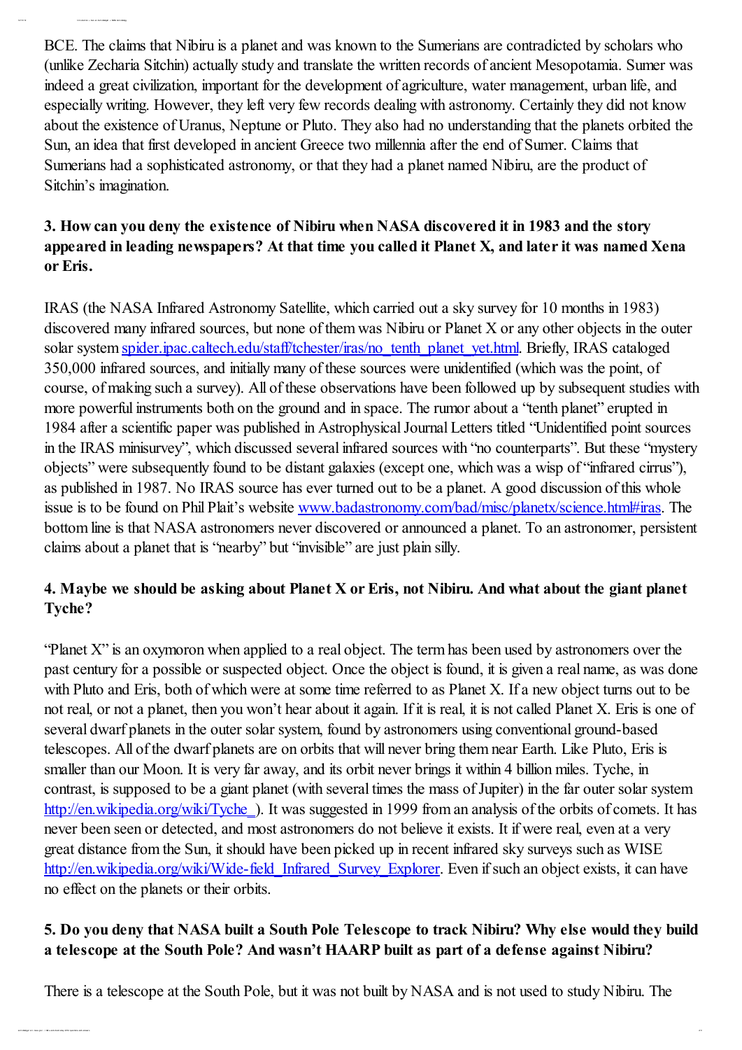BCE. The claims that Nibiru is a planet and was known to the Sumerians are contradicted by scholars who (unlike Zecharia Sitchin) actually study and translate the written records of ancient Mesopotamia. Sumer was indeed a great civilization, important for the development of agriculture, water management, urban life, and especially writing. However, they left very few records dealing with astronomy. Certainly they did not know about the existence of Uranus, Neptune or Pluto. They also had no understanding that the planets orbited the Sun, an idea that first developed in ancient Greece two millennia after the end of Sumer. Claims that Sumerians had a sophisticated astronomy, or that they had a planet named Nibiru, are the product of Sitchin's imagination.

### 3. How can you deny the existence of Nibiru when NASA discovered it in 1983 and the story appeared in leading newspapers? At that time you called it Planet X, and later it was named Xena or Eris.

IRAS (the NASA Infrared Astronomy Satellite, which carried out a sky survey for 10 months in 1983) discovered many infrared sources, but none of them was Nibiru or Planet X or any other objects in the outer solar system [spider.ipac.caltech.edu/staff/tchester/iras/no_tenth_planet_yet.html](spider.ipac.caltech.edu/staff/tchester/iras/no_tenth_planet_yet.html). Briefly, IRAS cataloged 350,000 infrared sources, and initially many of these sources were unidentified (which was the point, of course, of making such a survey). All of these observations have been followed up by subsequent studies with more powerful instruments both on the ground and in space. The rumor about a "tenth planet" erupted in 1984 after a scientific paper was published in Astrophysical Journal Letters titled "Unidentified point sources in the IRAS minisurvey", which discussed several infrared sources with "no counterparts". But these "mystery objects" were subsequently found to be distant galaxies (except one, which was a wisp of "infrared cirrus"), as published in 1987. No IRAS source has ever turned out to be a planet. A good discussion of this whole issue is to be found on Phil Plait's website [www.badastronomy.com/bad/misc/planetx/science.html#iras](www.badastronomy.com/bad/misc/planetx/science.html#iras). The bottom line is that NASA astronomers never discovered or announced a planet. To an astronomer, persistent claims about a planet that is "nearby" but "invisible" are just plain silly.

### 4. Maybe we should be asking about Planet X or Eris, not Nibiru. And what about the giant planet Tyche?

"Planet X" is an oxymoron when applied to a real object. The term has been used by astronomers over the past century for a possible or suspected object. Once the object is found, it is given a real name, as was done with Pluto and Eris, both of which were at some time referred to as Planet X. If a new object turns out to be not real, or not a planet, then you won't hear about it again. If it is real, it is not called Planet X. Eris is one of several dwarf planets in the outer solar system, found by astronomers using conventional ground-based telescopes. All of the dwarf planets are on orbits that will never bring them near Earth. Like Pluto, Eris is smaller than our Moon. It is very far away, and its orbit never brings it within 4 billion miles. Tyche, in contrast, is supposed to be a giant planet (with several times the mass of Jupiter) in the far outer solar system [http://en.wikipedia.org/wiki/Tyche_](http://en.wikipedia.org/wiki/Tyche_)). It was suggested in 1999 from an analysis of the orbits of comets. It has never been seen or detected, and most astronomers do not believe it exists. It if were real, even at a very great distance from the Sun, it should have been picked up in recent infrared sky surveys such as WISE [http://en.wikipedia.org/wiki/Wide-field_Infrared_Survey_Explorer](http://en.wikipedia.org/wiki/Wide-field_Infrared_Survey_Explorer). Even if such an object exists, it can have no effect on the planets or their orbits.

### 5. Do you deny that NASA built a South Pole Telescope to track Nibiru? Why else would they build a telescope at the South Pole? And wasn't HAARP built as part of a defense against Nibiru?

There is a telescope at the South Pole, but it was not built by NASA and is not used to study Nibiru. The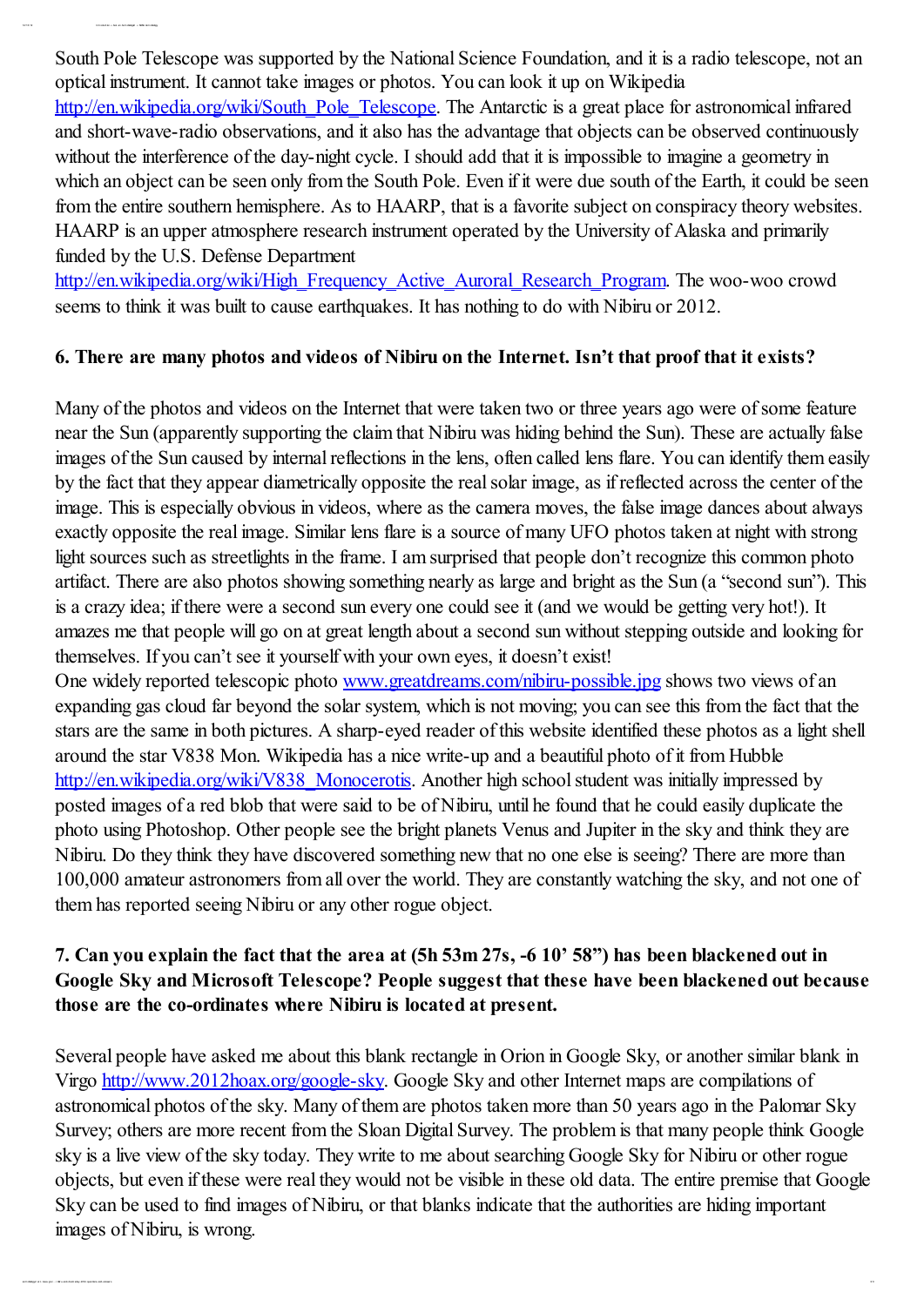South Pole Telescope was supported by the National Science Foundation, and it is a radio telescope, not an optical instrument. It cannot take images or photos. You can look it up on Wikipedia [http://en.wikipedia.org/wiki/South_Pole_Telescope](http://en.wikipedia.org/wiki/South_Pole_Telescope). The Antarctic is a great place for astronomical infrared and short-wave-radio observations, and it also has the advantage that objects can be observed continuously without the interference of the day-night cycle. I should add that it is impossible to imagine a geometry in which an object can be seen only from the South Pole. Even if it were due south of the Earth, it could be seen from the entire southern hemisphere. As to HAARP, that is a favorite subject on conspiracy theory websites. HAARP is an upper atmosphere research instrument operated by the University of Alaska and primarily funded by the U.S. Defense Department [http://en.wikipedia.org/wiki/High_Frequency_Active_Auroral_Research_Program](http://en.wikipedia.org/wiki/High_Frequency_Active_Auroral_Research_Program). The woo-woo crowd seems to think it was built to cause earthquakes. It has nothing to do with Nibiru or 2012.

**6. There are many photos and videos of Nibiru on the Internet. Isn't that proof that it exists?**

Many of the photos and videos on the Internet that were taken two or three years ago were of some feature near the Sun (apparently supporting the claim that Nibiru was hiding behind the Sun). These are actually false images of the Sun caused by internal reflections in the lens, often called lens flare. You can identify them easily by the fact that they appear diametrically opposite the real solar image, as if reflected across the center of the image. This is especially obvious in videos, where as the camera moves, the false image dances about always exactly opposite the real image. Similar lens flare is a source of many UFO photos taken at night with strong light sources such as streetlights in the frame. I am surprised that people don't recognize this common photo artifact. There are also photos showing something nearly as large and bright as the Sun (a "second sun"). This is a crazy idea; if there were a second sun every one could see it (and we would be getting very hot!). It amazes me that people will go on at great length about a second sun without stepping outside and looking for themselves. If you can't see it yourself with your own eyes, it doesn't exist!
One widely reported telescopic photo [www.greatdreams.com/nibiru-possible.jpg](www.greatdreams.com/nibiru-possible.jpg) shows two views of an expanding gas cloud far beyond the solar system, which is not moving; you can see this from the fact that the stars are the same in both pictures. A sharp-eyed reader of this website identified these photos as a light shell around the star V838 Mon. Wikipedia has a nice write-up and a beautiful photo of it from Hubble [http://en.wikipedia.org/wiki/V838_Monocerotis](http://en.wikipedia.org/wiki/V838_Monocerotis). Another high school student was initially impressed by posted images of a red blob that were said to be of Nibiru, until he found that he could easily duplicate the photo using Photoshop. Other people see the bright planets Venus and Jupiter in the sky and think they are Nibiru. Do they think they have discovered something new that no one else is seeing? There are more than 100,000 amateur astronomers from all over the world. They are constantly watching the sky, and not one of them has reported seeing Nibiru or any other rogue object.

**7. Can you explain the fact that the area at (5h 53m 27s, -6 10' 58") has been blackened out in Google Sky and Microsoft Telescope? People suggest that these have been blackened out because those are the co-ordinates where Nibiru is located at present.**

Several people have asked me about this blank rectangle in Orion in Google Sky, or another similar blank in Virgo [http://www.2012hoax.org/google-sky](http://www.2012hoax.org/google-sky). Google Sky and other Internet maps are compilations of astronomical photos of the sky. Many of them are photos taken more than 50 years ago in the Palomar Sky Survey; others are more recent from the Sloan Digital Survey. The problem is that many people think Google sky is a live view of the sky today. They write to me about searching Google Sky for Nibiru or other rogue objects, but even if these were real they would not be visible in these old data. The entire premise that Google Sky can be used to find images of Nibiru, or that blanks indicate that the authorities are hiding important images of Nibiru, is wrong.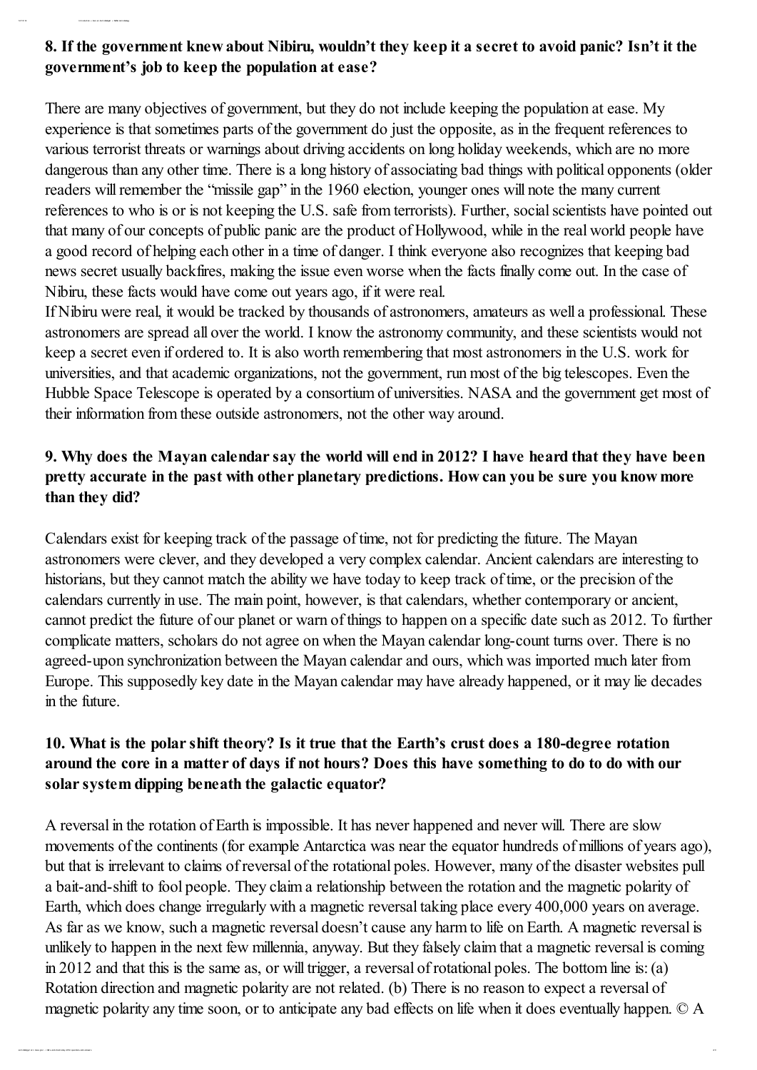**8. If the government knew about Nibiru, wouldn't they keep it a secret to avoid panic? Isn't it the government's job to keep the population at ease?**

There are many objectives of government, but they do not include keeping the population at ease. My experience is that sometimes parts of the government do just the opposite, as in the frequent references to various terrorist threats or warnings about driving accidents on long holiday weekends, which are no more dangerous than any other time. There is a long history of associating bad things with political opponents (older readers will remember the "missile gap" in the 1960 election, younger ones will note the many current references to who is or is not keeping the U.S. safe from terrorists). Further, social scientists have pointed out that many of our concepts of public panic are the product of Hollywood, while in the real world people have a good record of helping each other in a time of danger. I think everyone also recognizes that keeping bad news secret usually backfires, making the issue even worse when the facts finally come out. In the case of Nibiru, these facts would have come out years ago, if it were real.

If Nibiru were real, it would be tracked by thousands of astronomers, amateurs as well a professional. These astronomers are spread all over the world. I know the astronomy community, and these scientists would not keep a secret even if ordered to. It is also worth remembering that most astronomers in the U.S. work for universities, and that academic organizations, not the government, run most of the big telescopes. Even the Hubble Space Telescope is operated by a consortium of universities. NASA and the government get most of their information from these outside astronomers, not the other way around.

**9. Why does the Mayan calendar say the world will end in 2012? I have heard that they have been pretty accurate in the past with other planetary predictions. How can you be sure you know more than they did?**

Calendars exist for keeping track of the passage of time, not for predicting the future. The Mayan astronomers were clever, and they developed a very complex calendar. Ancient calendars are interesting to historians, but they cannot match the ability we have today to keep track of time, or the precision of the calendars currently in use. The main point, however, is that calendars, whether contemporary or ancient, cannot predict the future of our planet or warn of things to happen on a specific date such as 2012. To further complicate matters, scholars do not agree on when the Mayan calendar long-count turns over. There is no agreed-upon synchronization between the Mayan calendar and ours, which was imported much later from Europe. This supposedly key date in the Mayan calendar may have already happened, or it may lie decades in the future.

**10. What is the polar shift theory? Is it true that the Earth's crust does a 180-degree rotation around the core in a matter of days if not hours? Does this have something to do to with our solar system dipping beneath the galactic equator?**

A reversal in the rotation of Earth is impossible. It has never happened and never will. There are slow movements of the continents (for example Antarctica was near the equator hundreds of millions of years ago), but that is irrelevant to claims of reversal of the rotational poles. However, many of the disaster websites pull a bait-and-shift to fool people. They claim a relationship between the rotation and the magnetic polarity of Earth, which does change irregularly with a magnetic reversal taking place every 400,000 years on average. As far as we know, such a magnetic reversal doesn't cause any harm to life on Earth. A magnetic reversal is unlikely to happen in the next few millennia, anyway. But they falsely claim that a magnetic reversal is coming in 2012 and that this is the same as, or will trigger, a reversal of rotational poles. The bottom line is: (a) Rotation direction and magnetic polarity are not related. (b) There is no reason to expect a reversal of magnetic polarity any time soon, or to anticipate any bad effects on life when it does eventually happen. © A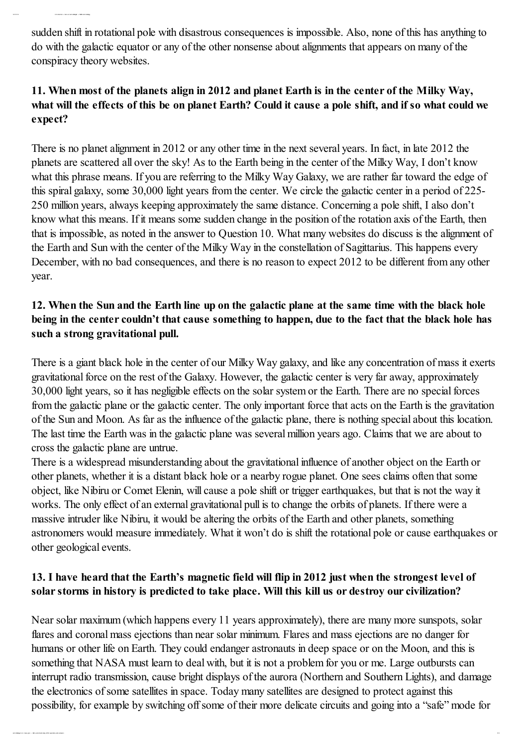sudden shift in rotational pole with disastrous consequences is impossible. Also, none of this has anything to do with the galactic equator or any of the other nonsense about alignments that appears on many of the conspiracy theory websites.

### 11. When most of the planets align in 2012 and planet Earth is in the center of the Milky Way, what will the effects of this be on planet Earth? Could it cause a pole shift, and if so what could we expect?

There is no planet alignment in 2012 or any other time in the next several years. In fact, in late 2012 the planets are scattered all over the sky! As to the Earth being in the center of the Milky Way, I don't know what this phrase means. If you are referring to the Milky Way Galaxy, we are rather far toward the edge of this spiral galaxy, some 30,000 light years from the center. We circle the galactic center in a period of 225-250 million years, always keeping approximately the same distance. Concerning a pole shift, I also don't know what this means. If it means some sudden change in the position of the rotation axis of the Earth, then that is impossible, as noted in the answer to Question 10. What many websites do discuss is the alignment of the Earth and Sun with the center of the Milky Way in the constellation of Sagittarius. This happens every December, with no bad consequences, and there is no reason to expect 2012 to be different from any other year.

### 12. When the Sun and the Earth line up on the galactic plane at the same time with the black hole being in the center couldn't that cause something to happen, due to the fact that the black hole has such a strong gravitational pull.

There is a giant black hole in the center of our Milky Way galaxy, and like any concentration of mass it exerts gravitational force on the rest of the Galaxy. However, the galactic center is very far away, approximately 30,000 light years, so it has negligible effects on the solar system or the Earth. There are no special forces from the galactic plane or the galactic center. The only important force that acts on the Earth is the gravitation of the Sun and Moon. As far as the influence of the galactic plane, there is nothing special about this location. The last time the Earth was in the galactic plane was several million years ago. Claims that we are about to cross the galactic plane are untrue.

There is a widespread misunderstanding about the gravitational influence of another object on the Earth or other planets, whether it is a distant black hole or a nearby rogue planet. One sees claims often that some object, like Nibiru or Comet Elenin, will cause a pole shift or trigger earthquakes, but that is not the way it works. The only effect of an external gravitational pull is to change the orbits of planets. If there were a massive intruder like Nibiru, it would be altering the orbits of the Earth and other planets, something astronomers would measure immediately. What it won't do is shift the rotational pole or cause earthquakes or other geological events.

### 13. I have heard that the Earth's magnetic field will flip in 2012 just when the strongest level of solar storms in history is predicted to take place. Will this kill us or destroy our civilization?

Near solar maximum (which happens every 11 years approximately), there are many more sunspots, solar flares and coronal mass ejections than near solar minimum. Flares and mass ejections are no danger for humans or other life on Earth. They could endanger astronauts in deep space or on the Moon, and this is something that NASA must learn to deal with, but it is not a problem for you or me. Large outbursts can interrupt radio transmission, cause bright displays of the aurora (Northern and Southern Lights), and damage the electronics of some satellites in space. Today many satellites are designed to protect against this possibility, for example by switching off some of their more delicate circuits and going into a "safe" mode for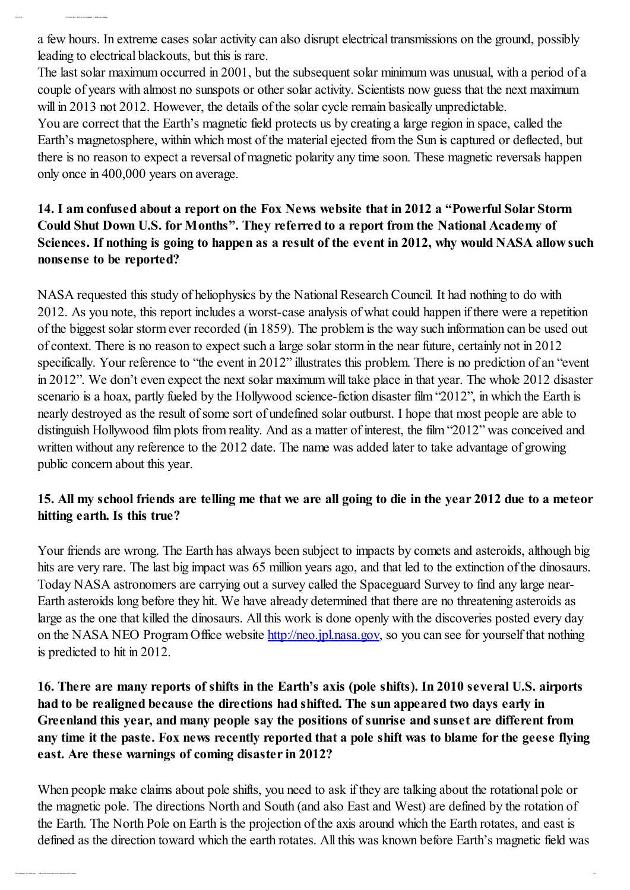a few hours. In extreme cases solar activity can also disrupt electrical transmissions on the ground, possibly leading to electrical blackouts, but this is rare.

The last solar maximum occurred in 2001, but the subsequent solar minimum was unusual, with a period of a couple of years with almost no sunspots or other solar activity. Scientists now guess that the next maximum will in 2013 not 2012. However, the details of the solar cycle remain basically unpredictable.

You are correct that the Earth's magnetic field protects us by creating a large region in space, called the Earth's magnetosphere, within which most of the material ejected from the Sun is captured or deflected, but there is no reason to expect a reversal of magnetic polarity any time soon. These magnetic reversals happen only once in 400,000 years on average.

**14. I am confused about a report on the Fox News website that in 2012 a "Powerful Solar Storm Could Shut Down U.S. for Months". They referred to a report from the National Academy of Sciences. If nothing is going to happen as a result of the event in 2012, why would NASA allow such nonsense to be reported?**

NASA requested this study of heliophysics by the National Research Council. It had nothing to do with 2012. As you note, this report includes a worst-case analysis of what could happen if there were a repetition of the biggest solar storm ever recorded (in 1859). The problem is the way such information can be used out of context. There is no reason to expect such a large solar storm in the near future, certainly not in 2012 specifically. Your reference to "the event in 2012" illustrates this problem. There is no prediction of an "event in 2012". We don't even expect the next solar maximum will take place in that year. The whole 2012 disaster scenario is a hoax, partly fueled by the Hollywood science-fiction disaster film "2012", in which the Earth is nearly destroyed as the result of some sort of undefined solar outburst. I hope that most people are able to distinguish Hollywood film plots from reality. And as a matter of interest, the film "2012" was conceived and written without any reference to the 2012 date. The name was added later to take advantage of growing public concern about this year.

**15. All my school friends are telling me that we are all going to die in the year 2012 due to a meteor hitting earth. Is this true?**

Your friends are wrong. The Earth has always been subject to impacts by comets and asteroids, although big hits are very rare. The last big impact was 65 million years ago, and that led to the extinction of the dinosaurs. Today NASA astronomers are carrying out a survey called the Spaceguard Survey to find any large near-Earth asteroids long before they hit. We have already determined that there are no threatening asteroids as large as the one that killed the dinosaurs. All this work is done openly with the discoveries posted every day on the NASA NEO Program Office website http://neo.jpl.nasa.gov, so you can see for yourself that nothing is predicted to hit in 2012.

**16. There are many reports of shifts in the Earth's axis (pole shifts). In 2010 several U.S. airports had to be realigned because the directions had shifted. The sun appeared two days early in Greenland this year, and many people say the positions of sunrise and sunset are different from any time it the paste. Fox news recently reported that a pole shift was to blame for the geese flying east. Are these warnings of coming disaster in 2012?**

When people make claims about pole shifts, you need to ask if they are talking about the rotational pole or the magnetic pole. The directions North and South (and also East and West) are defined by the rotation of the Earth. The North Pole on Earth is the projection of the axis around which the Earth rotates, and east is defined as the direction toward which the earth rotates. All this was known before Earth's magnetic field was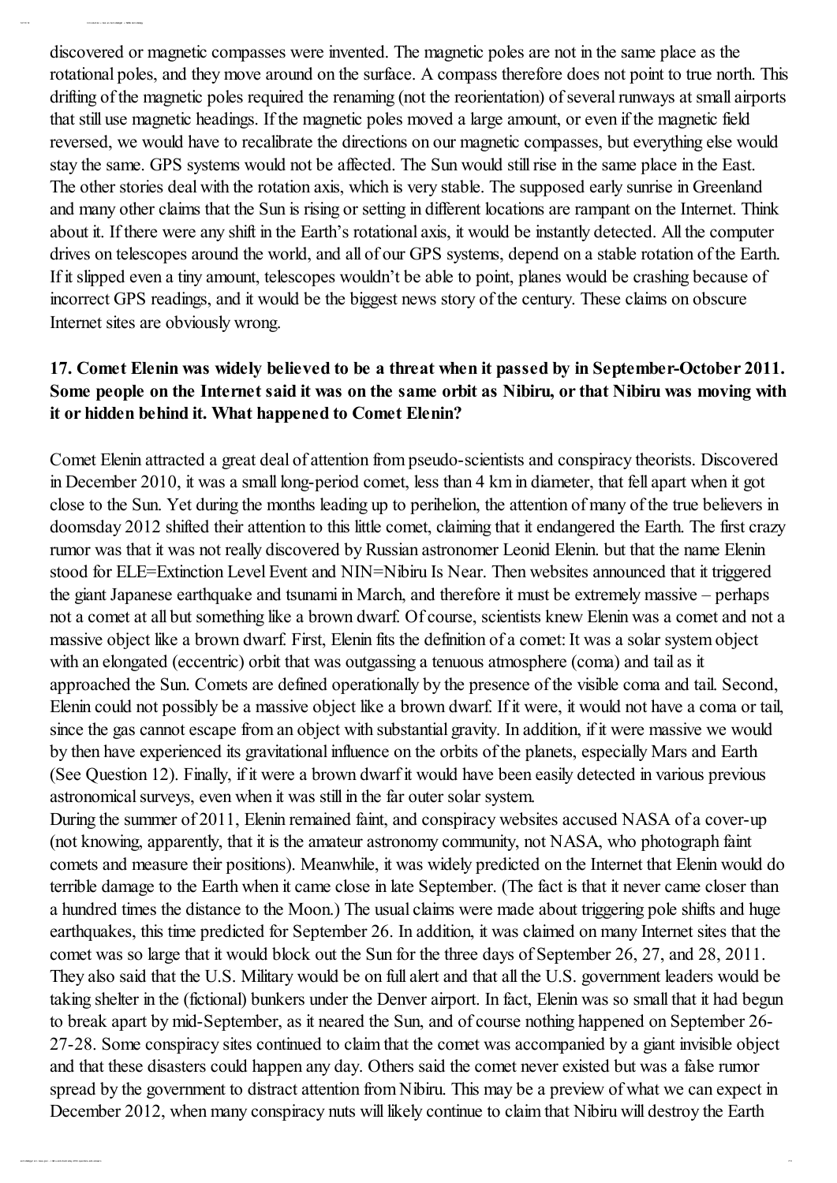discovered or magnetic compasses were invented. The magnetic poles are not in the same place as the rotational poles, and they move around on the surface. A compass therefore does not point to true north. This drifting of the magnetic poles required the renaming (not the reorientation) of several runways at small airports that still use magnetic headings. If the magnetic poles moved a large amount, or even if the magnetic field reversed, we would have to recalibrate the directions on our magnetic compasses, but everything else would stay the same. GPS systems would not be affected. The Sun would still rise in the same place in the East. The other stories deal with the rotation axis, which is very stable. The supposed early sunrise in Greenland and many other claims that the Sun is rising or setting in different locations are rampant on the Internet. Think about it. If there were any shift in the Earth's rotational axis, it would be instantly detected. All the computer drives on telescopes around the world, and all of our GPS systems, depend on a stable rotation of the Earth. If it slipped even a tiny amount, telescopes wouldn't be able to point, planes would be crashing because of incorrect GPS readings, and it would be the biggest news story of the century. These claims on obscure Internet sites are obviously wrong.

**17. Comet Elenin was widely believed to be a threat when it passed by in September-October 2011. Some people on the Internet said it was on the same orbit as Nibiru, or that Nibiru was moving with it or hidden behind it. What happened to Comet Elenin?**

Comet Elenin attracted a great deal of attention from pseudo-scientists and conspiracy theorists. Discovered in December 2010, it was a small long-period comet, less than 4 km in diameter, that fell apart when it got close to the Sun. Yet during the months leading up to perihelion, the attention of many of the true believers in doomsday 2012 shifted their attention to this little comet, claiming that it endangered the Earth. The first crazy rumor was that it was not really discovered by Russian astronomer Leonid Elenin. but that the name Elenin stood for ELE=Extinction Level Event and NIN=Nibiru Is Near. Then websites announced that it triggered the giant Japanese earthquake and tsunami in March, and therefore it must be extremely massive – perhaps not a comet at all but something like a brown dwarf. Of course, scientists knew Elenin was a comet and not a massive object like a brown dwarf. First, Elenin fits the definition of a comet: It was a solar system object with an elongated (eccentric) orbit that was outgassing a tenuous atmosphere (coma) and tail as it approached the Sun. Comets are defined operationally by the presence of the visible coma and tail. Second, Elenin could not possibly be a massive object like a brown dwarf. If it were, it would not have a coma or tail, since the gas cannot escape from an object with substantial gravity. In addition, if it were massive we would by then have experienced its gravitational influence on the orbits of the planets, especially Mars and Earth (See Question 12). Finally, if it were a brown dwarf it would have been easily detected in various previous astronomical surveys, even when it was still in the far outer solar system.

During the summer of 2011, Elenin remained faint, and conspiracy websites accused NASA of a cover-up (not knowing, apparently, that it is the amateur astronomy community, not NASA, who photograph faint comets and measure their positions). Meanwhile, it was widely predicted on the Internet that Elenin would do terrible damage to the Earth when it came close in late September. (The fact is that it never came closer than a hundred times the distance to the Moon.) The usual claims were made about triggering pole shifts and huge earthquakes, this time predicted for September 26. In addition, it was claimed on many Internet sites that the comet was so large that it would block out the Sun for the three days of September 26, 27, and 28, 2011. They also said that the U.S. Military would be on full alert and that all the U.S. government leaders would be taking shelter in the (fictional) bunkers under the Denver airport. In fact, Elenin was so small that it had begun to break apart by mid-September, as it neared the Sun, and of course nothing happened on September 26-27-28. Some conspiracy sites continued to claim that the comet was accompanied by a giant invisible object and that these disasters could happen any day. Others said the comet never existed but was a false rumor spread by the government to distract attention from Nibiru. This may be a preview of what we can expect in December 2012, when many conspiracy nuts will likely continue to claim that Nibiru will destroy the Earth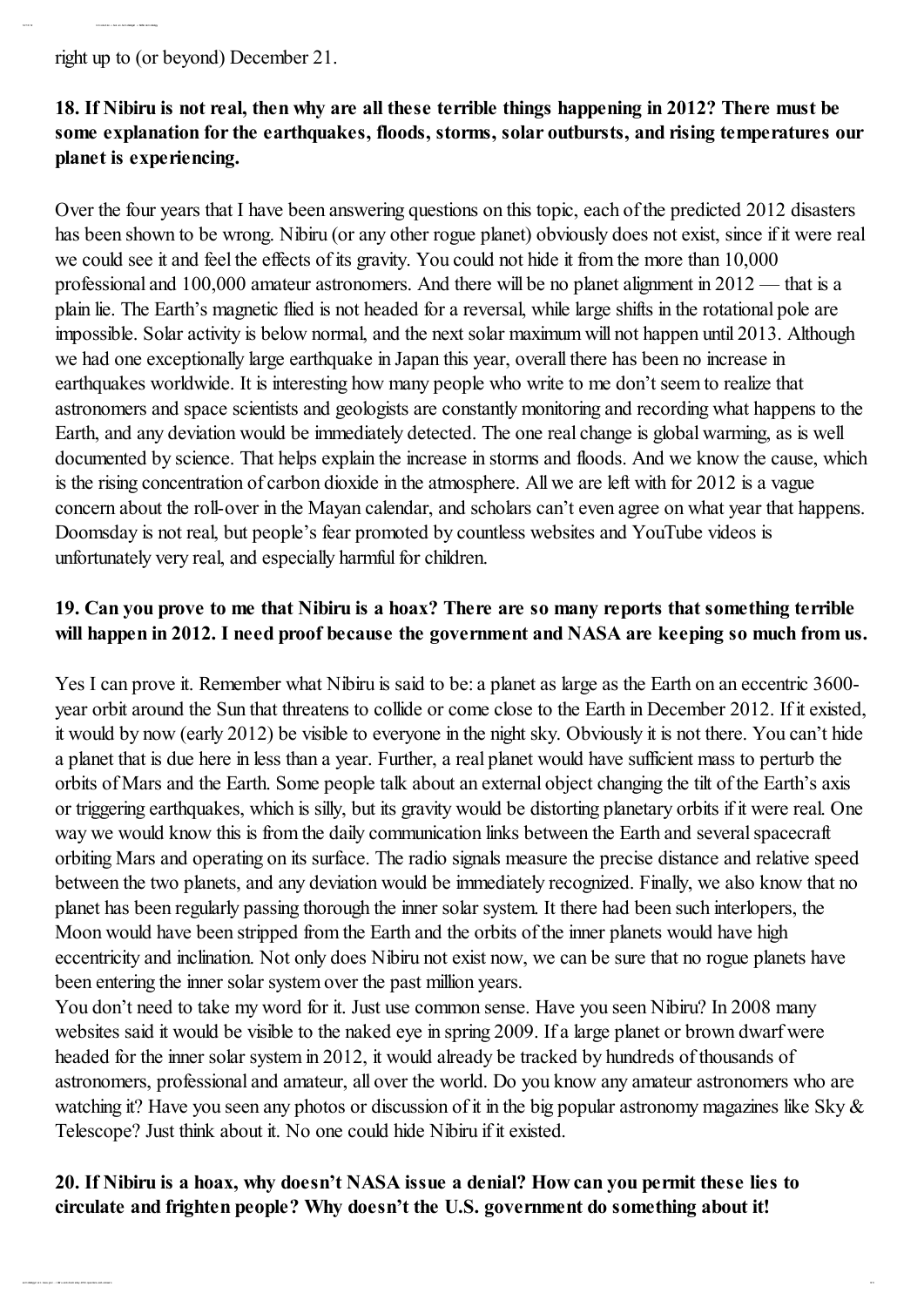right up to (or beyond) December 21.

**18. If Nibiru is not real, then why are all these terrible things happening in 2012? There must be some explanation for the earthquakes, floods, storms, solar outbursts, and rising temperatures our planet is experiencing.**

Over the four years that I have been answering questions on this topic, each of the predicted 2012 disasters has been shown to be wrong. Nibiru (or any other rogue planet) obviously does not exist, since if it were real we could see it and feel the effects of its gravity. You could not hide it from the more than 10,000 professional and 100,000 amateur astronomers. And there will be no planet alignment in 2012 — that is a plain lie. The Earth's magnetic flied is not headed for a reversal, while large shifts in the rotational pole are impossible. Solar activity is below normal, and the next solar maximum will not happen until 2013. Although we had one exceptionally large earthquake in Japan this year, overall there has been no increase in earthquakes worldwide. It is interesting how many people who write to me don't seem to realize that astronomers and space scientists and geologists are constantly monitoring and recording what happens to the Earth, and any deviation would be immediately detected. The one real change is global warming, as is well documented by science. That helps explain the increase in storms and floods. And we know the cause, which is the rising concentration of carbon dioxide in the atmosphere. All we are left with for 2012 is a vague concern about the roll-over in the Mayan calendar, and scholars can't even agree on what year that happens. Doomsday is not real, but people's fear promoted by countless websites and YouTube videos is unfortunately very real, and especially harmful for children.

**19. Can you prove to me that Nibiru is a hoax? There are so many reports that something terrible will happen in 2012. I need proof because the government and NASA are keeping so much from us.**

Yes I can prove it. Remember what Nibiru is said to be: a planet as large as the Earth on an eccentric 3600-year orbit around the Sun that threatens to collide or come close to the Earth in December 2012. If it existed, it would by now (early 2012) be visible to everyone in the night sky. Obviously it is not there. You can't hide a planet that is due here in less than a year. Further, a real planet would have sufficient mass to perturb the orbits of Mars and the Earth. Some people talk about an external object changing the tilt of the Earth's axis or triggering earthquakes, which is silly, but its gravity would be distorting planetary orbits if it were real. One way we would know this is from the daily communication links between the Earth and several spacecraft orbiting Mars and operating on its surface. The radio signals measure the precise distance and relative speed between the two planets, and any deviation would be immediately recognized. Finally, we also know that no planet has been regularly passing thorough the inner solar system. It there had been such interlopers, the Moon would have been stripped from the Earth and the orbits of the inner planets would have high eccentricity and inclination. Not only does Nibiru not exist now, we can be sure that no rogue planets have been entering the inner solar system over the past million years.

You don't need to take my word for it. Just use common sense. Have you seen Nibiru? In 2008 many websites said it would be visible to the naked eye in spring 2009. If a large planet or brown dwarf were headed for the inner solar system in 2012, it would already be tracked by hundreds of thousands of astronomers, professional and amateur, all over the world. Do you know any amateur astronomers who are watching it? Have you seen any photos or discussion of it in the big popular astronomy magazines like Sky & Telescope? Just think about it. No one could hide Nibiru if it existed.

**20. If Nibiru is a hoax, why doesn't NASA issue a denial? How can you permit these lies to circulate and frighten people? Why doesn't the U.S. government do something about it!**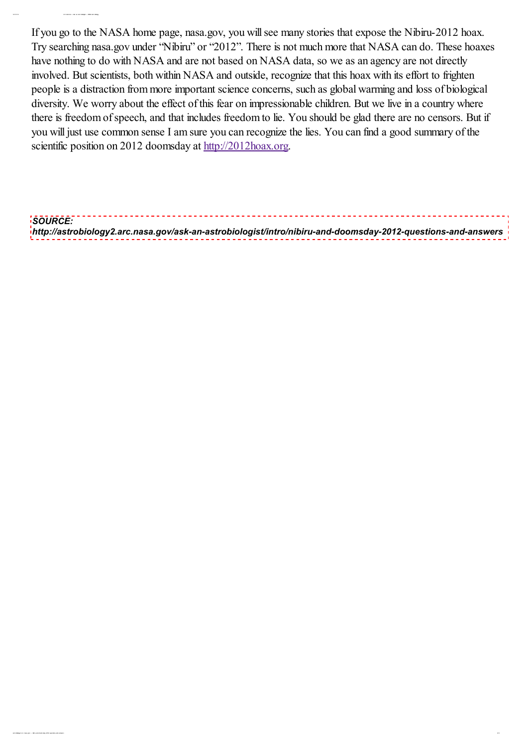If you go to the NASA home page, nasa.gov, you will see many stories that expose the Nibiru-2012 hoax. Try searching nasa.gov under "Nibiru" or "2012". There is not much more that NASA can do. These hoaxes have nothing to do with NASA and are not based on NASA data, so we as an agency are not directly involved. But scientists, both within NASA and outside, recognize that this hoax with its effort to frighten people is a distraction from more important science concerns, such as global warming and loss of biological diversity. We worry about the effect of this fear on impressionable children. But we live in a country where there is freedom of speech, and that includes freedom to lie. You should be glad there are no censors. But if you will just use common sense I am sure you can recognize the lies. You can find a good summary of the scientific position on 2012 doomsday at [http://2012hoax.org](http://2012hoax.org).

***SOURCE:***
***http://astrobiology2.arc.nasa.gov/ask-an-astrobiologist/intro/nibiru-and-doomsday-2012-questions-and-answers***